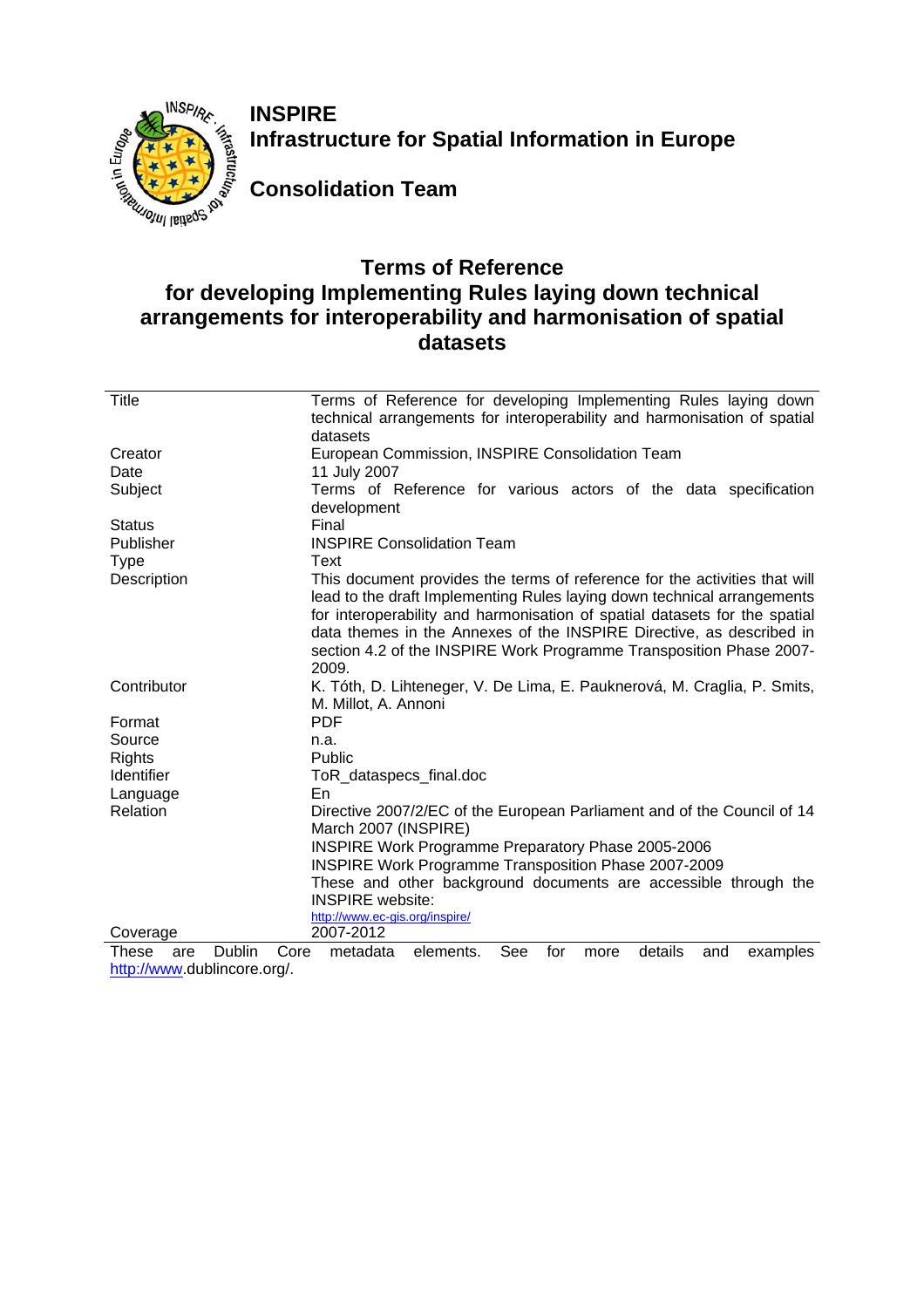**INSPIRE**
**Infrastructure for Spatial Information in Europe**

**Consolidation Team**

# Terms of Reference for developing Implementing Rules laying down technical arrangements for interoperability and harmonisation of spatial datasets

| | |
|---|---|
| Title | Terms of Reference for developing Implementing Rules laying down technical arrangements for interoperability and harmonisation of spatial datasets |
| Creator | European Commission, INSPIRE Consolidation Team |
| Date | 11 July 2007 |
| Subject | Terms of Reference for various actors of the data specification development |
| Status | Final |
| Publisher | INSPIRE Consolidation Team |
| Type | Text |
| Description | This document provides the terms of reference for the activities that will lead to the draft Implementing Rules laying down technical arrangements for interoperability and harmonisation of spatial datasets for the spatial data themes in the Annexes of the INSPIRE Directive, as described in section 4.2 of the INSPIRE Work Programme Transposition Phase 2007-2009. |
| Contributor | K. Tóth, D. Lihteneger, V. De Lima, E. Pauknerová, M. Craglia, P. Smits, M. Millot, A. Annoni |
| Format | PDF |
| Source | n.a. |
| Rights | Public |
| Identifier | ToR_dataspecs_final.doc |
| Language | En |
| Relation | Directive 2007/2/EC of the European Parliament and of the Council of 14 March 2007 (INSPIRE)<br>INSPIRE Work Programme Preparatory Phase 2005-2006<br>INSPIRE Work Programme Transposition Phase 2007-2009<br>These and other background documents are accessible through the INSPIRE website:<br>http://www.ec-gis.org/inspire/ |
| Coverage | 2007-2012 |

These are Dublin Core metadata elements. See for more details and examples http://www.dublincore.org/.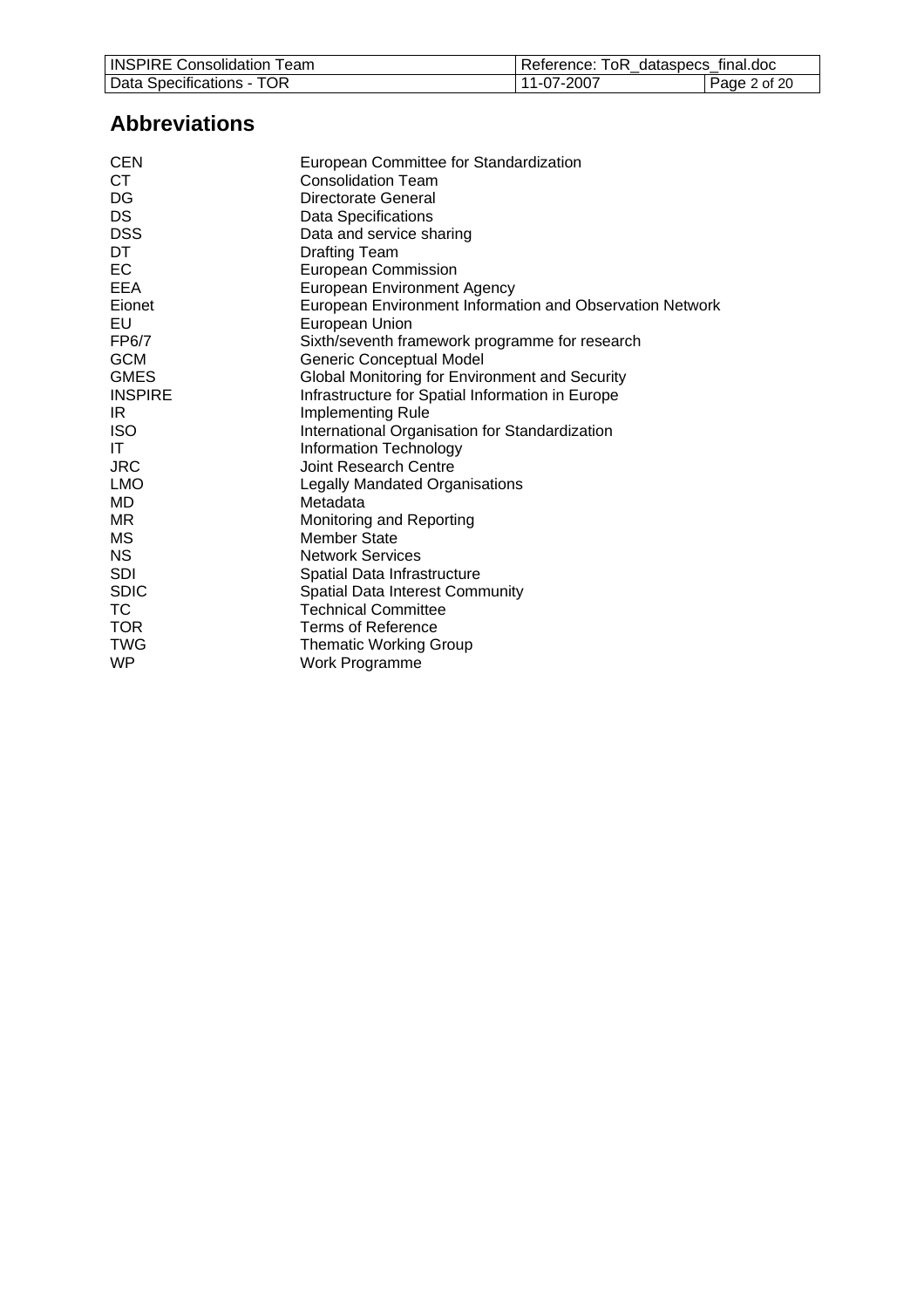## Abbreviations

| | |
|---|---|
| CEN | European Committee for Standardization |
| CT | Consolidation Team |
| DG | Directorate General |
| DS | Data Specifications |
| DSS | Data and service sharing |
| DT | Drafting Team |
| EC | European Commission |
| EEA | European Environment Agency |
| Eionet | European Environment Information and Observation Network |
| EU | European Union |
| FP6/7 | Sixth/seventh framework programme for research |
| GCM | Generic Conceptual Model |
| GMES | Global Monitoring for Environment and Security |
| INSPIRE | Infrastructure for Spatial Information in Europe |
| IR | Implementing Rule |
| ISO | International Organisation for Standardization |
| IT | Information Technology |
| JRC | Joint Research Centre |
| LMO | Legally Mandated Organisations |
| MD | Metadata |
| MR | Monitoring and Reporting |
| MS | Member State |
| NS | Network Services |
| SDI | Spatial Data Infrastructure |
| SDIC | Spatial Data Interest Community |
| TC | Technical Committee |
| TOR | Terms of Reference |
| TWG | Thematic Working Group |
| WP | Work Programme |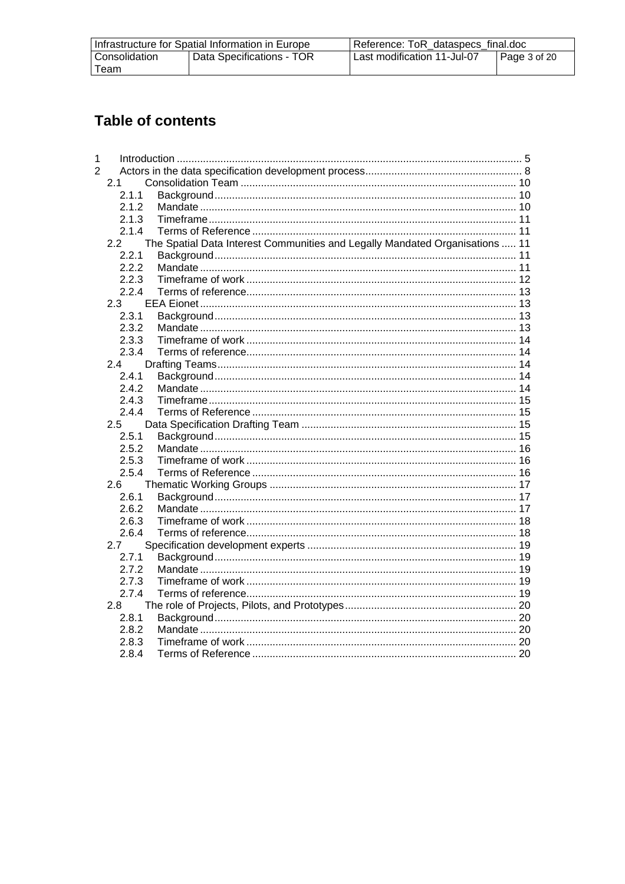# Table of contents

1 Introduction ..................................................................................................................... 5
2 Actors in the data specification development process...................................................... 8
  2.1 Consolidation Team .............................................................................................. 10
    2.1.1 Background ....................................................................................................... 10
    2.1.2 Mandate ............................................................................................................ 10
    2.1.3 Timeframe ......................................................................................................... 11
    2.1.4 Terms of Reference .......................................................................................... 11
  2.2 The Spatial Data Interest Communities and Legally Mandated Organisations ..... 11
    2.2.1 Background ....................................................................................................... 11
    2.2.2 Mandate ............................................................................................................ 11
    2.2.3 Timeframe of work ............................................................................................ 12
    2.2.4 Terms of reference............................................................................................ 13
  2.3 EEA Eionet ............................................................................................................ 13
    2.3.1 Background ....................................................................................................... 13
    2.3.2 Mandate ............................................................................................................ 13
    2.3.3 Timeframe of work ............................................................................................ 14
    2.3.4 Terms of reference............................................................................................ 14
  2.4 Drafting Teams...................................................................................................... 14
    2.4.1 Background ....................................................................................................... 14
    2.4.2 Mandate ............................................................................................................ 14
    2.4.3 Timeframe ......................................................................................................... 15
    2.4.4 Terms of Reference .......................................................................................... 15
  2.5 Data Specification Drafting Team ......................................................................... 15
    2.5.1 Background ....................................................................................................... 15
    2.5.2 Mandate ............................................................................................................ 16
    2.5.3 Timeframe of work ............................................................................................ 16
    2.5.4 Terms of Reference .......................................................................................... 16
  2.6 Thematic Working Groups .................................................................................... 17
    2.6.1 Background ....................................................................................................... 17
    2.6.2 Mandate ............................................................................................................ 17
    2.6.3 Timeframe of work ............................................................................................ 18
    2.6.4 Terms of reference............................................................................................ 18
  2.7 Specification development experts ....................................................................... 19
    2.7.1 Background ....................................................................................................... 19
    2.7.2 Mandate ............................................................................................................ 19
    2.7.3 Timeframe of work ............................................................................................ 19
    2.7.4 Terms of reference............................................................................................ 19
  2.8 The role of Projects, Pilots, and Prototypes........................................................... 20
    2.8.1 Background ....................................................................................................... 20
    2.8.2 Mandate ............................................................................................................ 20
    2.8.3 Timeframe of work ............................................................................................ 20
    2.8.4 Terms of Reference .......................................................................................... 20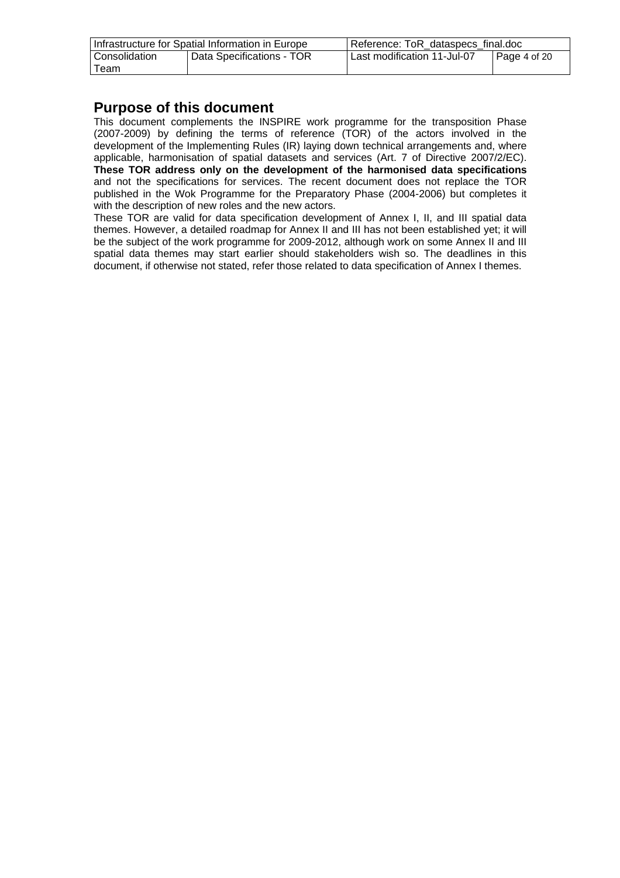## Purpose of this document

This document complements the INSPIRE work programme for the transposition Phase (2007-2009) by defining the terms of reference (TOR) of the actors involved in the development of the Implementing Rules (IR) laying down technical arrangements and, where applicable, harmonisation of spatial datasets and services (Art. 7 of Directive 2007/2/EC). **These TOR address only on the development of the harmonised data specifications** and not the specifications for services. The recent document does not replace the TOR published in the Wok Programme for the Preparatory Phase (2004-2006) but completes it with the description of new roles and the new actors.

These TOR are valid for data specification development of Annex I, II, and III spatial data themes. However, a detailed roadmap for Annex II and III has not been established yet; it will be the subject of the work programme for 2009-2012, although work on some Annex II and III spatial data themes may start earlier should stakeholders wish so. The deadlines in this document, if otherwise not stated, refer those related to data specification of Annex I themes.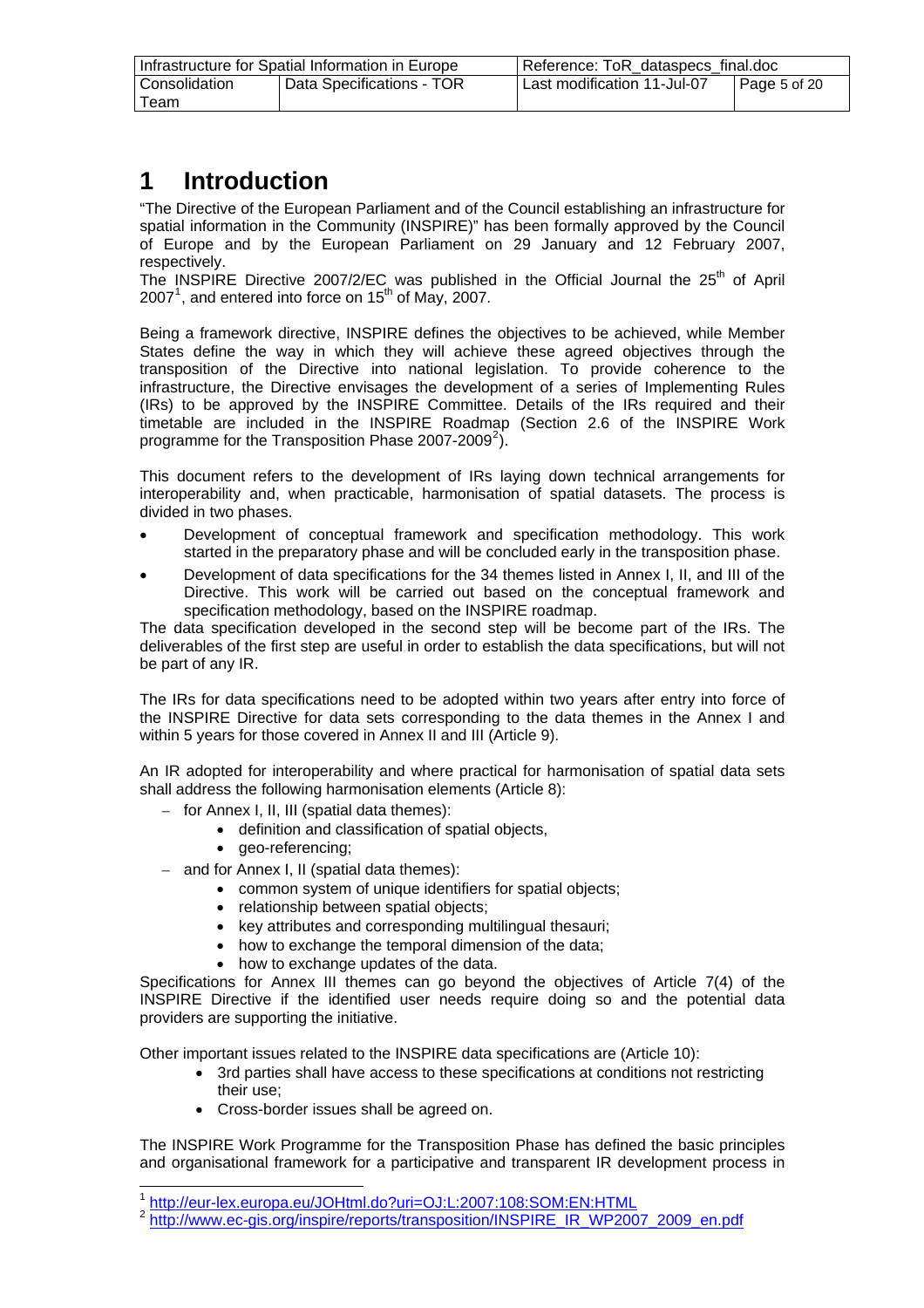# 1 Introduction

"The Directive of the European Parliament and of the Council establishing an infrastructure for spatial information in the Community (INSPIRE)" has been formally approved by the Council of Europe and by the European Parliament on 29 January and 12 February 2007, respectively.

The INSPIRE Directive 2007/2/EC was published in the Official Journal the 25th of April 2007[1], and entered into force on 15th of May, 2007.

Being a framework directive, INSPIRE defines the objectives to be achieved, while Member States define the way in which they will achieve these agreed objectives through the transposition of the Directive into national legislation. To provide coherence to the infrastructure, the Directive envisages the development of a series of Implementing Rules (IRs) to be approved by the INSPIRE Committee. Details of the IRs required and their timetable are included in the INSPIRE Roadmap (Section 2.6 of the INSPIRE Work programme for the Transposition Phase 2007-2009[2]).

This document refers to the development of IRs laying down technical arrangements for interoperability and, when practicable, harmonisation of spatial datasets. The process is divided in two phases.

- Development of conceptual framework and specification methodology. This work started in the preparatory phase and will be concluded early in the transposition phase.
- Development of data specifications for the 34 themes listed in Annex I, II, and III of the Directive. This work will be carried out based on the conceptual framework and specification methodology, based on the INSPIRE roadmap.

The data specification developed in the second step will be become part of the IRs. The deliverables of the first step are useful in order to establish the data specifications, but will not be part of any IR.

The IRs for data specifications need to be adopted within two years after entry into force of the INSPIRE Directive for data sets corresponding to the data themes in the Annex I and within 5 years for those covered in Annex II and III (Article 9).

An IR adopted for interoperability and where practical for harmonisation of spatial data sets shall address the following harmonisation elements (Article 8):

- for Annex I, II, III (spatial data themes):
  - definition and classification of spatial objects,
  - geo-referencing;
- and for Annex I, II (spatial data themes):
  - common system of unique identifiers for spatial objects;
  - relationship between spatial objects;
  - key attributes and corresponding multilingual thesauri;
  - how to exchange the temporal dimension of the data;
  - how to exchange updates of the data.

Specifications for Annex III themes can go beyond the objectives of Article 7(4) of the INSPIRE Directive if the identified user needs require doing so and the potential data providers are supporting the initiative.

Other important issues related to the INSPIRE data specifications are (Article 10):

- 3rd parties shall have access to these specifications at conditions not restricting their use;
- Cross-border issues shall be agreed on.

The INSPIRE Work Programme for the Transposition Phase has defined the basic principles and organisational framework for a participative and transparent IR development process in

---

[1] http://eur-lex.europa.eu/JOHtml.do?uri=OJ:L:2007:108:SOM:EN:HTML

[2] http://www.ec-gis.org/inspire/reports/transposition/INSPIRE_IR_WP2007_2009_en.pdf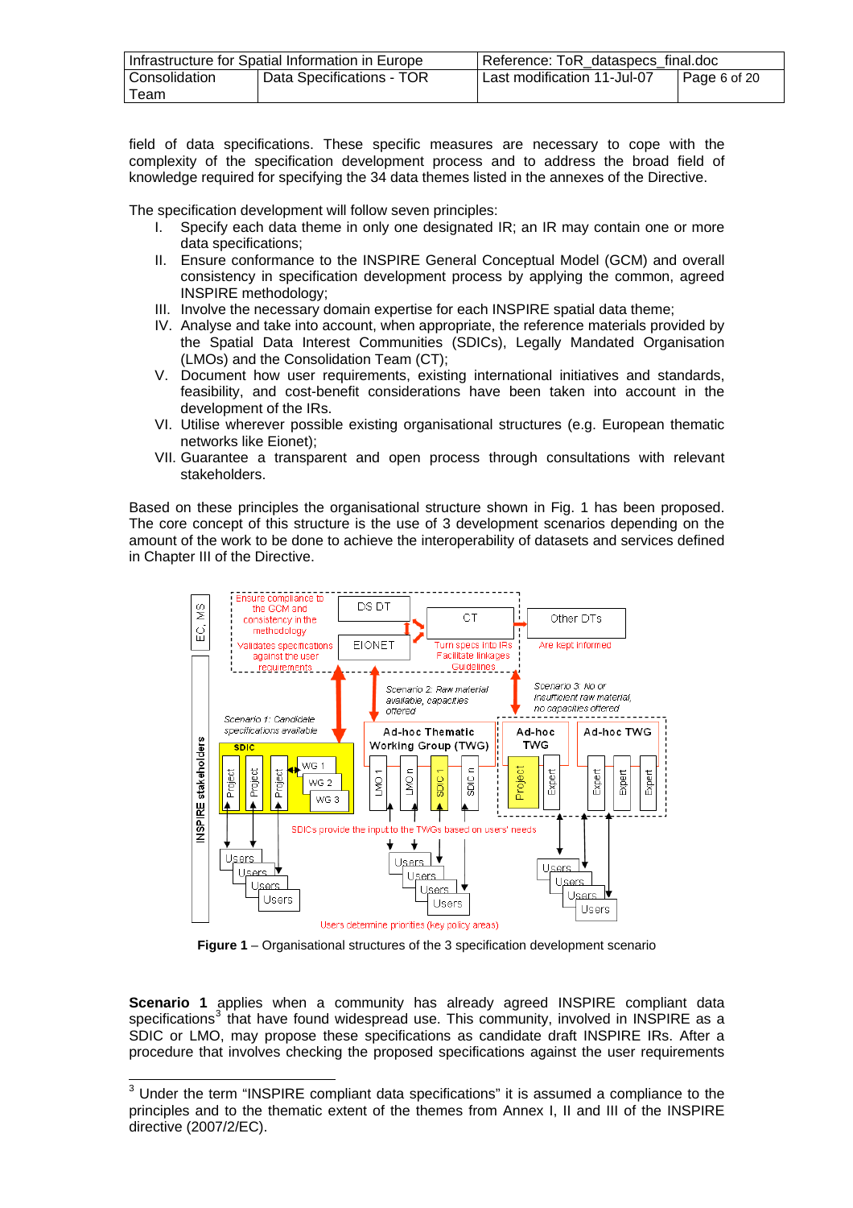field of data specifications. These specific measures are necessary to cope with the complexity of the specification development process and to address the broad field of knowledge required for specifying the 34 data themes listed in the annexes of the Directive.

The specification development will follow seven principles:

I. Specify each data theme in only one designated IR; an IR may contain one or more data specifications;
II. Ensure conformance to the INSPIRE General Conceptual Model (GCM) and overall consistency in specification development process by applying the common, agreed INSPIRE methodology;
III. Involve the necessary domain expertise for each INSPIRE spatial data theme;
IV. Analyse and take into account, when appropriate, the reference materials provided by the Spatial Data Interest Communities (SDICs), Legally Mandated Organisation (LMOs) and the Consolidation Team (CT);
V. Document how user requirements, existing international initiatives and standards, feasibility, and cost-benefit considerations have been taken into account in the development of the IRs.
VI. Utilise wherever possible existing organisational structures (e.g. European thematic networks like Eionet);
VII. Guarantee a transparent and open process through consultations with relevant stakeholders.

Based on these principles the organisational structure shown in Fig. 1 has been proposed. The core concept of this structure is the use of 3 development scenarios depending on the amount of the work to be done to achieve the interoperability of datasets and services defined in Chapter III of the Directive.

**Figure 1** – Organisational structures of the 3 specification development scenario

**Scenario 1** applies when a community has already agreed INSPIRE compliant data specifications[3] that have found widespread use. This community, involved in INSPIRE as a SDIC or LMO, may propose these specifications as candidate draft INSPIRE IRs. After a procedure that involves checking the proposed specifications against the user requirements

[3] Under the term "INSPIRE compliant data specifications" it is assumed a compliance to the principles and to the thematic extent of the themes from Annex I, II and III of the INSPIRE directive (2007/2/EC).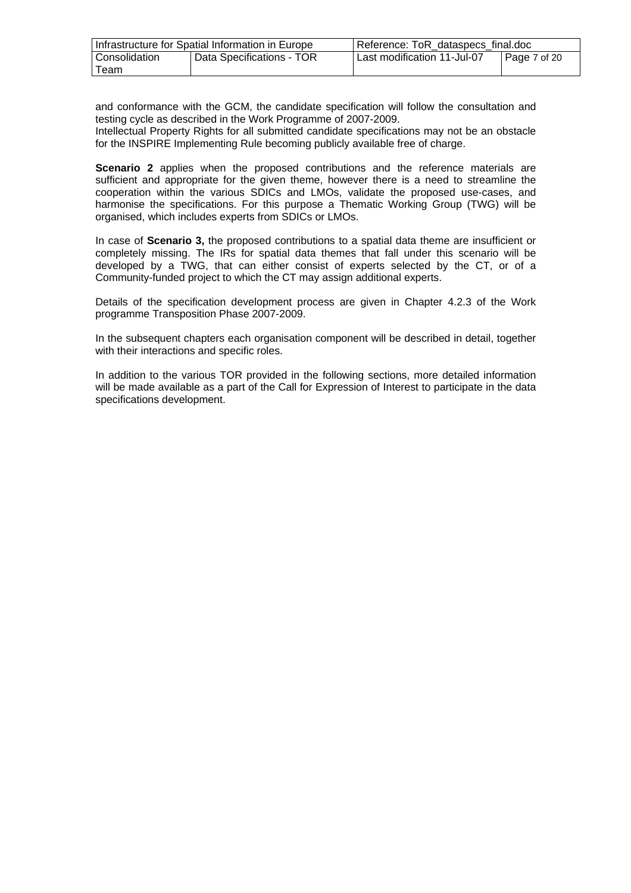and conformance with the GCM, the candidate specification will follow the consultation and testing cycle as described in the Work Programme of 2007-2009.
Intellectual Property Rights for all submitted candidate specifications may not be an obstacle for the INSPIRE Implementing Rule becoming publicly available free of charge.

**Scenario 2** applies when the proposed contributions and the reference materials are sufficient and appropriate for the given theme, however there is a need to streamline the cooperation within the various SDICs and LMOs, validate the proposed use-cases, and harmonise the specifications. For this purpose a Thematic Working Group (TWG) will be organised, which includes experts from SDICs or LMOs.

In case of **Scenario 3,** the proposed contributions to a spatial data theme are insufficient or completely missing. The IRs for spatial data themes that fall under this scenario will be developed by a TWG, that can either consist of experts selected by the CT, or of a Community-funded project to which the CT may assign additional experts.

Details of the specification development process are given in Chapter 4.2.3 of the Work programme Transposition Phase 2007-2009.

In the subsequent chapters each organisation component will be described in detail, together with their interactions and specific roles.

In addition to the various TOR provided in the following sections, more detailed information will be made available as a part of the Call for Expression of Interest to participate in the data specifications development.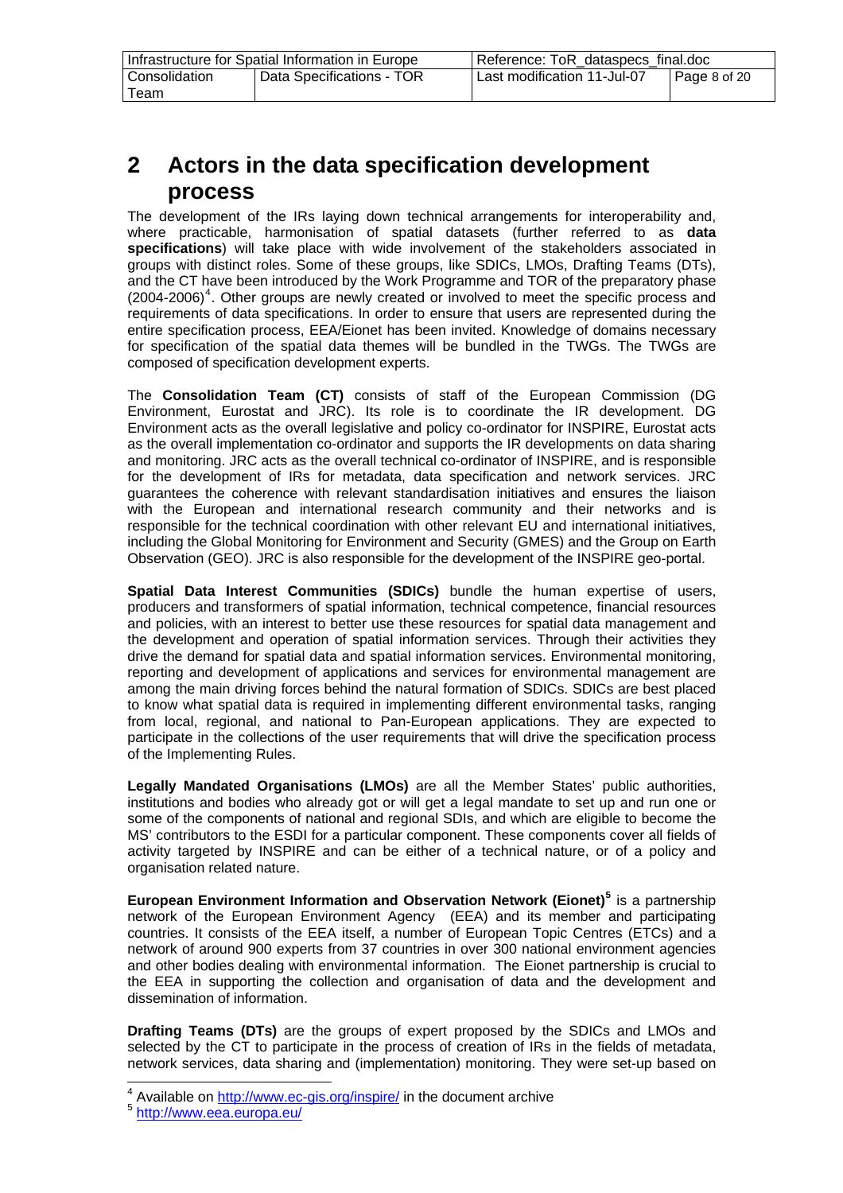# 2 Actors in the data specification development process

The development of the IRs laying down technical arrangements for interoperability and, where practicable, harmonisation of spatial datasets (further referred to as **data specifications**) will take place with wide involvement of the stakeholders associated in groups with distinct roles. Some of these groups, like SDICs, LMOs, Drafting Teams (DTs), and the CT have been introduced by the Work Programme and TOR of the preparatory phase (2004-2006)[4]. Other groups are newly created or involved to meet the specific process and requirements of data specifications. In order to ensure that users are represented during the entire specification process, EEA/Eionet has been invited. Knowledge of domains necessary for specification of the spatial data themes will be bundled in the TWGs. The TWGs are composed of specification development experts.

The **Consolidation Team (CT)** consists of staff of the European Commission (DG Environment, Eurostat and JRC). Its role is to coordinate the IR development. DG Environment acts as the overall legislative and policy co-ordinator for INSPIRE, Eurostat acts as the overall implementation co-ordinator and supports the IR developments on data sharing and monitoring. JRC acts as the overall technical co-ordinator of INSPIRE, and is responsible for the development of IRs for metadata, data specification and network services. JRC guarantees the coherence with relevant standardisation initiatives and ensures the liaison with the European and international research community and their networks and is responsible for the technical coordination with other relevant EU and international initiatives, including the Global Monitoring for Environment and Security (GMES) and the Group on Earth Observation (GEO). JRC is also responsible for the development of the INSPIRE geo-portal.

**Spatial Data Interest Communities (SDICs)** bundle the human expertise of users, producers and transformers of spatial information, technical competence, financial resources and policies, with an interest to better use these resources for spatial data management and the development and operation of spatial information services. Through their activities they drive the demand for spatial data and spatial information services. Environmental monitoring, reporting and development of applications and services for environmental management are among the main driving forces behind the natural formation of SDICs. SDICs are best placed to know what spatial data is required in implementing different environmental tasks, ranging from local, regional, and national to Pan-European applications. They are expected to participate in the collections of the user requirements that will drive the specification process of the Implementing Rules.

**Legally Mandated Organisations (LMOs)** are all the Member States' public authorities, institutions and bodies who already got or will get a legal mandate to set up and run one or some of the components of national and regional SDIs, and which are eligible to become the MS' contributors to the ESDI for a particular component. These components cover all fields of activity targeted by INSPIRE and can be either of a technical nature, or of a policy and organisation related nature.

**European Environment Information and Observation Network (Eionet)**[5] is a partnership network of the European Environment Agency (EEA) and its member and participating countries. It consists of the EEA itself, a number of European Topic Centres (ETCs) and a network of around 900 experts from 37 countries in over 300 national environment agencies and other bodies dealing with environmental information. The Eionet partnership is crucial to the EEA in supporting the collection and organisation of data and the development and dissemination of information.

**Drafting Teams (DTs)** are the groups of expert proposed by the SDICs and LMOs and selected by the CT to participate in the process of creation of IRs in the fields of metadata, network services, data sharing and (implementation) monitoring. They were set-up based on

---

[4] Available on http://www.ec-gis.org/inspire/ in the document archive

[5] http://www.eea.europa.eu/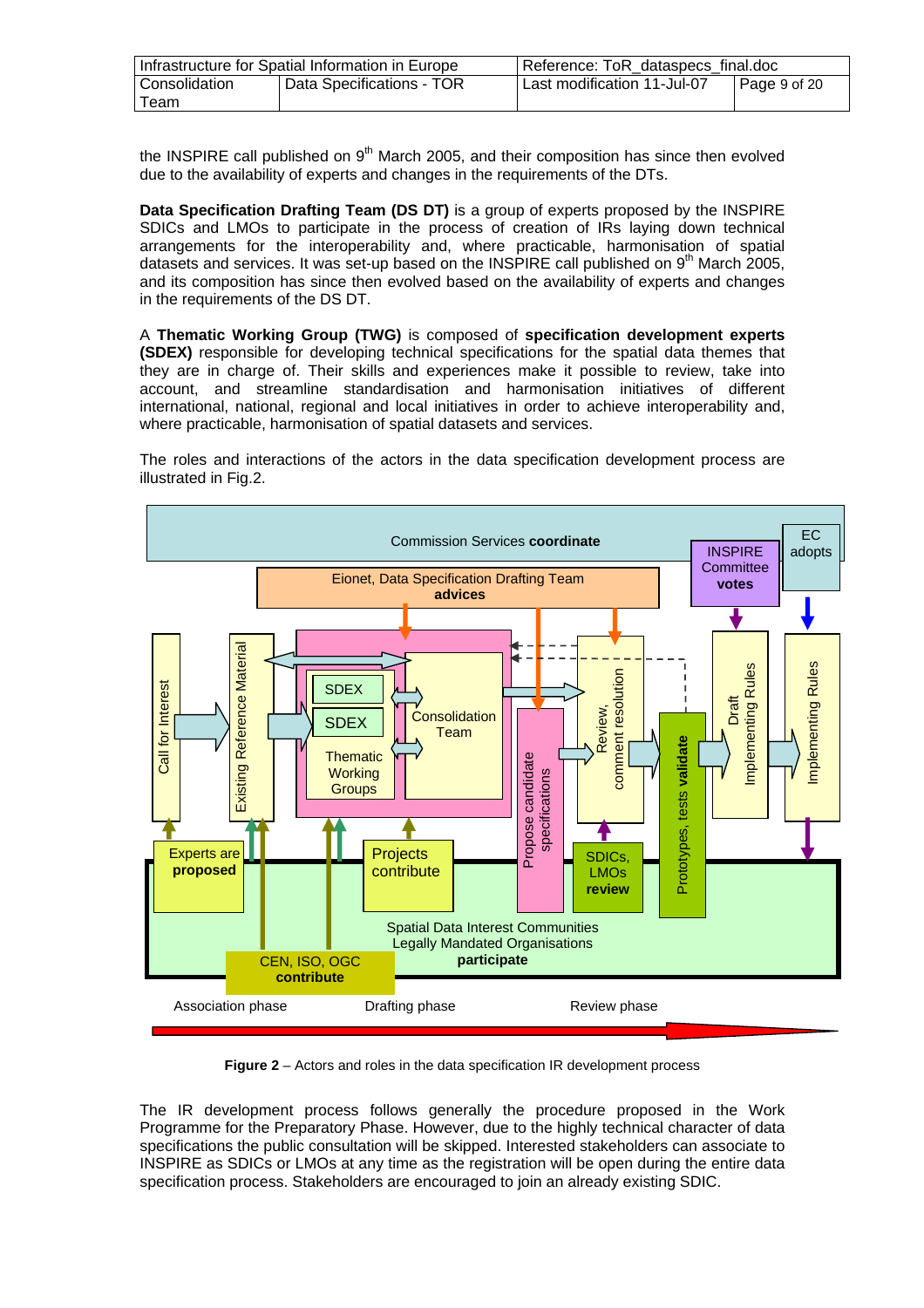the INSPIRE call published on 9th March 2005, and their composition has since then evolved due to the availability of experts and changes in the requirements of the DTs.

**Data Specification Drafting Team (DS DT)** is a group of experts proposed by the INSPIRE SDICs and LMOs to participate in the process of creation of IRs laying down technical arrangements for the interoperability and, where practicable, harmonisation of spatial datasets and services. It was set-up based on the INSPIRE call published on 9th March 2005, and its composition has since then evolved based on the availability of experts and changes in the requirements of the DS DT.

A **Thematic Working Group (TWG)** is composed of **specification development experts (SDEX)** responsible for developing technical specifications for the spatial data themes that they are in charge of. Their skills and experiences make it possible to review, take into account, and streamline standardisation and harmonisation initiatives of different international, national, regional and local initiatives in order to achieve interoperability and, where practicable, harmonisation of spatial datasets and services.

The roles and interactions of the actors in the data specification development process are illustrated in Fig.2.

**Figure 2** – Actors and roles in the data specification IR development process

The IR development process follows generally the procedure proposed in the Work Programme for the Preparatory Phase. However, due to the highly technical character of data specifications the public consultation will be skipped. Interested stakeholders can associate to INSPIRE as SDICs or LMOs at any time as the registration will be open during the entire data specification process. Stakeholders are encouraged to join an already existing SDIC.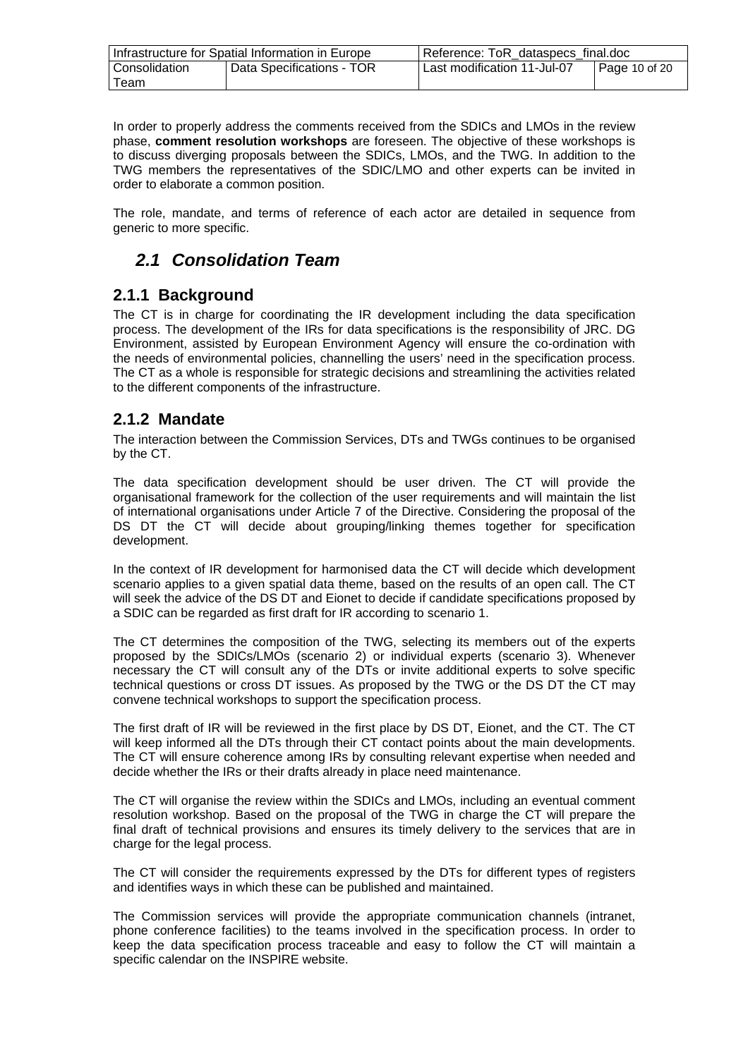In order to properly address the comments received from the SDICs and LMOs in the review phase, **comment resolution workshops** are foreseen. The objective of these workshops is to discuss diverging proposals between the SDICs, LMOs, and the TWG. In addition to the TWG members the representatives of the SDIC/LMO and other experts can be invited in order to elaborate a common position.

The role, mandate, and terms of reference of each actor are detailed in sequence from generic to more specific.

## *2.1 Consolidation Team*

### 2.1.1 Background

The CT is in charge for coordinating the IR development including the data specification process. The development of the IRs for data specifications is the responsibility of JRC. DG Environment, assisted by European Environment Agency will ensure the co-ordination with the needs of environmental policies, channelling the users' need in the specification process. The CT as a whole is responsible for strategic decisions and streamlining the activities related to the different components of the infrastructure.

### 2.1.2 Mandate

The interaction between the Commission Services, DTs and TWGs continues to be organised by the CT.

The data specification development should be user driven. The CT will provide the organisational framework for the collection of the user requirements and will maintain the list of international organisations under Article 7 of the Directive. Considering the proposal of the DS DT the CT will decide about grouping/linking themes together for specification development.

In the context of IR development for harmonised data the CT will decide which development scenario applies to a given spatial data theme, based on the results of an open call. The CT will seek the advice of the DS DT and Eionet to decide if candidate specifications proposed by a SDIC can be regarded as first draft for IR according to scenario 1.

The CT determines the composition of the TWG, selecting its members out of the experts proposed by the SDICs/LMOs (scenario 2) or individual experts (scenario 3). Whenever necessary the CT will consult any of the DTs or invite additional experts to solve specific technical questions or cross DT issues. As proposed by the TWG or the DS DT the CT may convene technical workshops to support the specification process.

The first draft of IR will be reviewed in the first place by DS DT, Eionet, and the CT. The CT will keep informed all the DTs through their CT contact points about the main developments. The CT will ensure coherence among IRs by consulting relevant expertise when needed and decide whether the IRs or their drafts already in place need maintenance.

The CT will organise the review within the SDICs and LMOs, including an eventual comment resolution workshop. Based on the proposal of the TWG in charge the CT will prepare the final draft of technical provisions and ensures its timely delivery to the services that are in charge for the legal process.

The CT will consider the requirements expressed by the DTs for different types of registers and identifies ways in which these can be published and maintained.

The Commission services will provide the appropriate communication channels (intranet, phone conference facilities) to the teams involved in the specification process. In order to keep the data specification process traceable and easy to follow the CT will maintain a specific calendar on the INSPIRE website.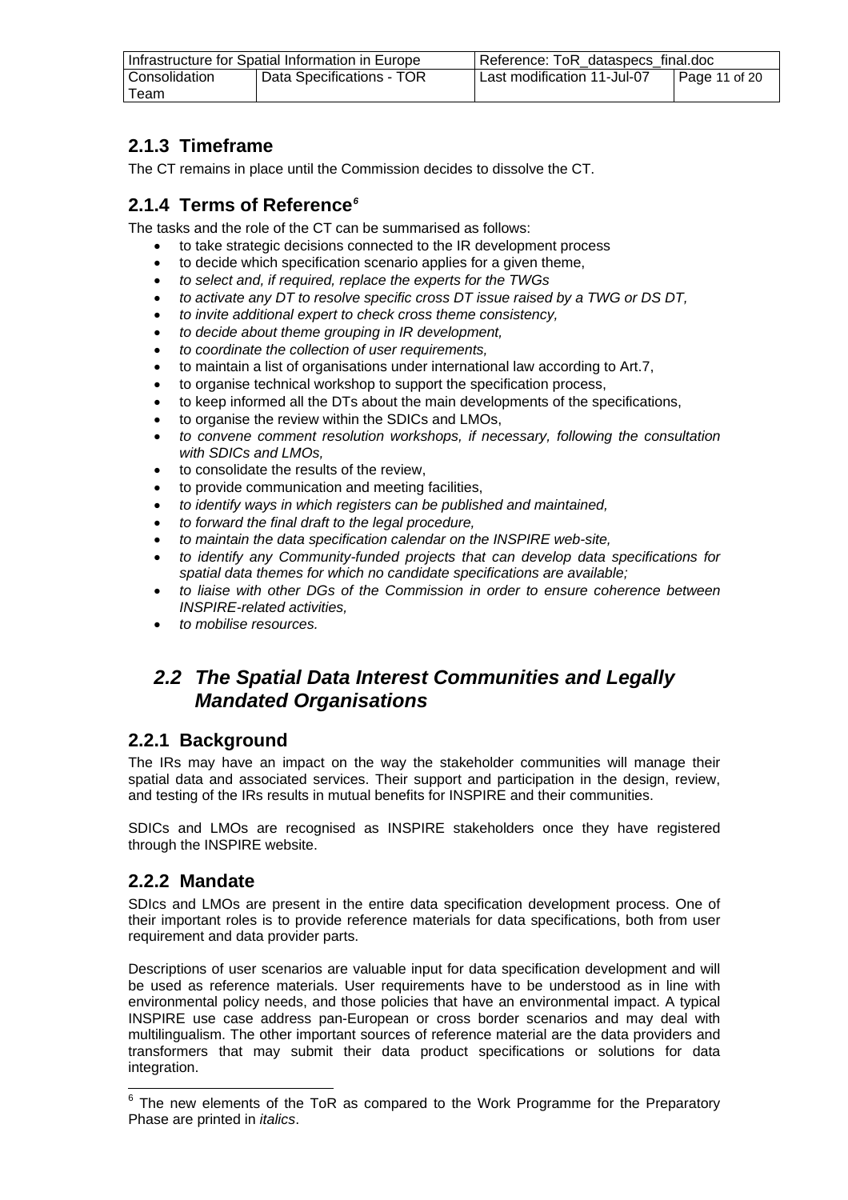### 2.1.3 Timeframe

The CT remains in place until the Commission decides to dissolve the CT.

### 2.1.4 Terms of Reference[6]

The tasks and the role of the CT can be summarised as follows:

- to take strategic decisions connected to the IR development process
- to decide which specification scenario applies for a given theme,
- *to select and, if required, replace the experts for the TWGs*
- *to activate any DT to resolve specific cross DT issue raised by a TWG or DS DT,*
- *to invite additional expert to check cross theme consistency,*
- *to decide about theme grouping in IR development,*
- *to coordinate the collection of user requirements,*
- to maintain a list of organisations under international law according to Art.7,
- to organise technical workshop to support the specification process,
- to keep informed all the DTs about the main developments of the specifications,
- to organise the review within the SDICs and LMOs,
- *to convene comment resolution workshops, if necessary, following the consultation with SDICs and LMOs,*
- to consolidate the results of the review,
- to provide communication and meeting facilities,
- *to identify ways in which registers can be published and maintained,*
- *to forward the final draft to the legal procedure,*
- *to maintain the data specification calendar on the INSPIRE web-site,*
- *to identify any Community-funded projects that can develop data specifications for spatial data themes for which no candidate specifications are available;*
- *to liaise with other DGs of the Commission in order to ensure coherence between INSPIRE-related activities,*
- *to mobilise resources.*

## *2.2 The Spatial Data Interest Communities and Legally Mandated Organisations*

### 2.2.1 Background

The IRs may have an impact on the way the stakeholder communities will manage their spatial data and associated services. Their support and participation in the design, review, and testing of the IRs results in mutual benefits for INSPIRE and their communities.

SDICs and LMOs are recognised as INSPIRE stakeholders once they have registered through the INSPIRE website.

### 2.2.2 Mandate

SDIcs and LMOs are present in the entire data specification development process. One of their important roles is to provide reference materials for data specifications, both from user requirement and data provider parts.

Descriptions of user scenarios are valuable input for data specification development and will be used as reference materials. User requirements have to be understood as in line with environmental policy needs, and those policies that have an environmental impact. A typical INSPIRE use case address pan-European or cross border scenarios and may deal with multilingualism. The other important sources of reference material are the data providers and transformers that may submit their data product specifications or solutions for data integration.

---

[6] The new elements of the ToR as compared to the Work Programme for the Preparatory Phase are printed in *italics*.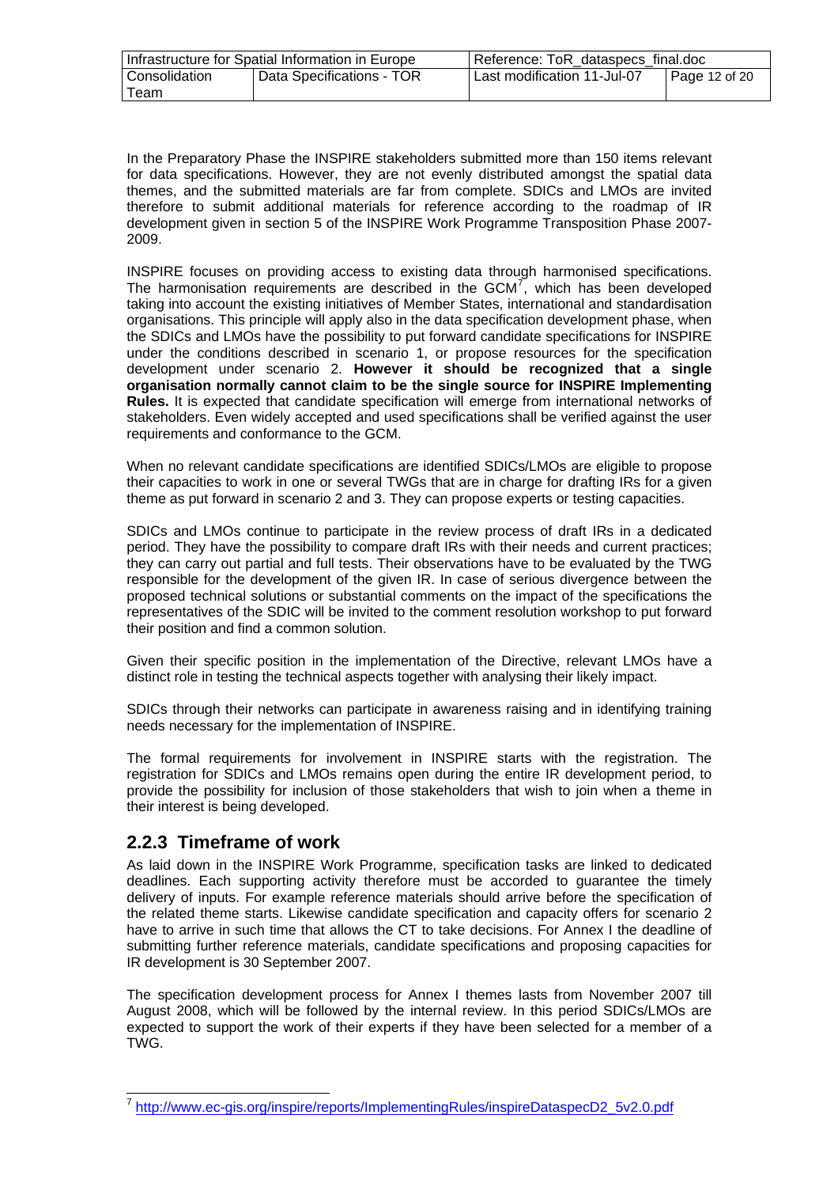In the Preparatory Phase the INSPIRE stakeholders submitted more than 150 items relevant for data specifications. However, they are not evenly distributed amongst the spatial data themes, and the submitted materials are far from complete. SDICs and LMOs are invited therefore to submit additional materials for reference according to the roadmap of IR development given in section 5 of the INSPIRE Work Programme Transposition Phase 2007-2009.

INSPIRE focuses on providing access to existing data through harmonised specifications. The harmonisation requirements are described in the GCM[7], which has been developed taking into account the existing initiatives of Member States, international and standardisation organisations. This principle will apply also in the data specification development phase, when the SDICs and LMOs have the possibility to put forward candidate specifications for INSPIRE under the conditions described in scenario 1, or propose resources for the specification development under scenario 2. **However it should be recognized that a single organisation normally cannot claim to be the single source for INSPIRE Implementing Rules.** It is expected that candidate specification will emerge from international networks of stakeholders. Even widely accepted and used specifications shall be verified against the user requirements and conformance to the GCM.

When no relevant candidate specifications are identified SDICs/LMOs are eligible to propose their capacities to work in one or several TWGs that are in charge for drafting IRs for a given theme as put forward in scenario 2 and 3. They can propose experts or testing capacities.

SDICs and LMOs continue to participate in the review process of draft IRs in a dedicated period. They have the possibility to compare draft IRs with their needs and current practices; they can carry out partial and full tests. Their observations have to be evaluated by the TWG responsible for the development of the given IR. In case of serious divergence between the proposed technical solutions or substantial comments on the impact of the specifications the representatives of the SDIC will be invited to the comment resolution workshop to put forward their position and find a common solution.

Given their specific position in the implementation of the Directive, relevant LMOs have a distinct role in testing the technical aspects together with analysing their likely impact.

SDICs through their networks can participate in awareness raising and in identifying training needs necessary for the implementation of INSPIRE.

The formal requirements for involvement in INSPIRE starts with the registration. The registration for SDICs and LMOs remains open during the entire IR development period, to provide the possibility for inclusion of those stakeholders that wish to join when a theme in their interest is being developed.

### 2.2.3 Timeframe of work

As laid down in the INSPIRE Work Programme, specification tasks are linked to dedicated deadlines. Each supporting activity therefore must be accorded to guarantee the timely delivery of inputs. For example reference materials should arrive before the specification of the related theme starts. Likewise candidate specification and capacity offers for scenario 2 have to arrive in such time that allows the CT to take decisions. For Annex I the deadline of submitting further reference materials, candidate specifications and proposing capacities for IR development is 30 September 2007.

The specification development process for Annex I themes lasts from November 2007 till August 2008, which will be followed by the internal review. In this period SDICs/LMOs are expected to support the work of their experts if they have been selected for a member of a TWG.

---

[7] http://www.ec-gis.org/inspire/reports/ImplementingRules/inspireDataspecD2_5v2.0.pdf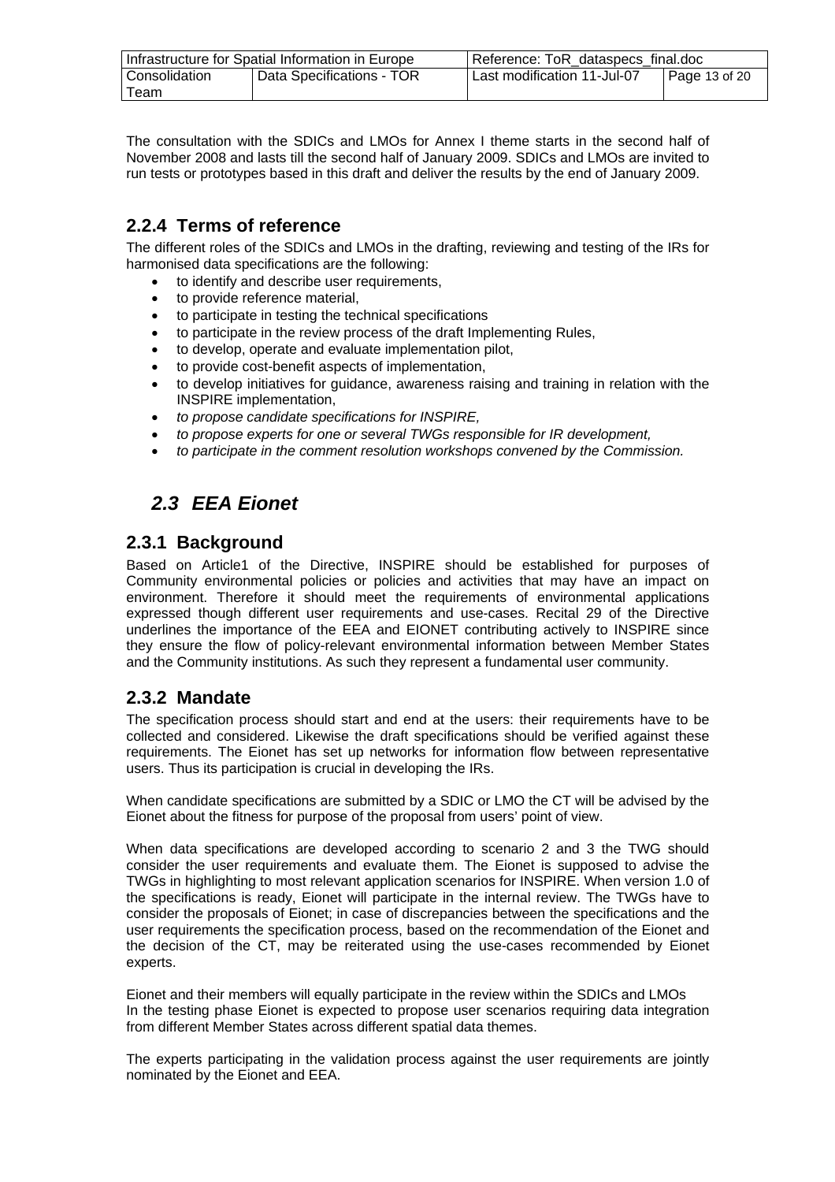The consultation with the SDICs and LMOs for Annex I theme starts in the second half of November 2008 and lasts till the second half of January 2009. SDICs and LMOs are invited to run tests or prototypes based in this draft and deliver the results by the end of January 2009.

### 2.2.4 Terms of reference

The different roles of the SDICs and LMOs in the drafting, reviewing and testing of the IRs for harmonised data specifications are the following:

- to identify and describe user requirements,
- to provide reference material,
- to participate in testing the technical specifications
- to participate in the review process of the draft Implementing Rules,
- to develop, operate and evaluate implementation pilot,
- to provide cost-benefit aspects of implementation,
- to develop initiatives for guidance, awareness raising and training in relation with the INSPIRE implementation,
- *to propose candidate specifications for INSPIRE,*
- *to propose experts for one or several TWGs responsible for IR development,*
- *to participate in the comment resolution workshops convened by the Commission.*

## *2.3 EEA Eionet*

### 2.3.1 Background

Based on Article1 of the Directive, INSPIRE should be established for purposes of Community environmental policies or policies and activities that may have an impact on environment. Therefore it should meet the requirements of environmental applications expressed though different user requirements and use-cases. Recital 29 of the Directive underlines the importance of the EEA and EIONET contributing actively to INSPIRE since they ensure the flow of policy-relevant environmental information between Member States and the Community institutions. As such they represent a fundamental user community.

### 2.3.2 Mandate

The specification process should start and end at the users: their requirements have to be collected and considered. Likewise the draft specifications should be verified against these requirements. The Eionet has set up networks for information flow between representative users. Thus its participation is crucial in developing the IRs.

When candidate specifications are submitted by a SDIC or LMO the CT will be advised by the Eionet about the fitness for purpose of the proposal from users' point of view.

When data specifications are developed according to scenario 2 and 3 the TWG should consider the user requirements and evaluate them. The Eionet is supposed to advise the TWGs in highlighting to most relevant application scenarios for INSPIRE. When version 1.0 of the specifications is ready, Eionet will participate in the internal review. The TWGs have to consider the proposals of Eionet; in case of discrepancies between the specifications and the user requirements the specification process, based on the recommendation of the Eionet and the decision of the CT, may be reiterated using the use-cases recommended by Eionet experts.

Eionet and their members will equally participate in the review within the SDICs and LMOs
In the testing phase Eionet is expected to propose user scenarios requiring data integration from different Member States across different spatial data themes.

The experts participating in the validation process against the user requirements are jointly nominated by the Eionet and EEA.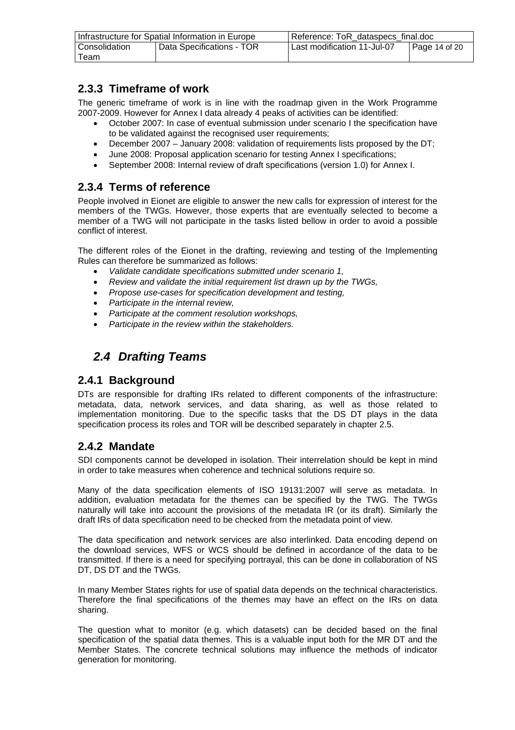### 2.3.3 Timeframe of work

The generic timeframe of work is in line with the roadmap given in the Work Programme 2007-2009. However for Annex I data already 4 peaks of activities can be identified:

- October 2007: In case of eventual submission under scenario I the specification have to be validated against the recognised user requirements;
- December 2007 – January 2008: validation of requirements lists proposed by the DT;
- June 2008: Proposal application scenario for testing Annex I specifications;
- September 2008: Internal review of draft specifications (version 1.0) for Annex I.

### 2.3.4 Terms of reference

People involved in Eionet are eligible to answer the new calls for expression of interest for the members of the TWGs. However, those experts that are eventually selected to become a member of a TWG will not participate in the tasks listed bellow in order to avoid a possible conflict of interest.

The different roles of the Eionet in the drafting, reviewing and testing of the Implementing Rules can therefore be summarized as follows:

- *Validate candidate specifications submitted under scenario 1,*
- *Review and validate the initial requirement list drawn up by the TWGs,*
- *Propose use-cases for specification development and testing,*
- *Participate in the internal review,*
- *Participate at the comment resolution workshops,*
- *Participate in the review within the stakeholders.*

## *2.4 Drafting Teams*

### 2.4.1 Background

DTs are responsible for drafting IRs related to different components of the infrastructure: metadata, data, network services, and data sharing, as well as those related to implementation monitoring. Due to the specific tasks that the DS DT plays in the data specification process its roles and TOR will be described separately in chapter 2.5.

### 2.4.2 Mandate

SDI components cannot be developed in isolation. Their interrelation should be kept in mind in order to take measures when coherence and technical solutions require so.

Many of the data specification elements of ISO 19131:2007 will serve as metadata. In addition, evaluation metadata for the themes can be specified by the TWG. The TWGs naturally will take into account the provisions of the metadata IR (or its draft). Similarly the draft IRs of data specification need to be checked from the metadata point of view.

The data specification and network services are also interlinked. Data encoding depend on the download services, WFS or WCS should be defined in accordance of the data to be transmitted. If there is a need for specifying portrayal, this can be done in collaboration of NS DT, DS DT and the TWGs.

In many Member States rights for use of spatial data depends on the technical characteristics. Therefore the final specifications of the themes may have an effect on the IRs on data sharing.

The question what to monitor (e.g. which datasets) can be decided based on the final specification of the spatial data themes. This is a valuable input both for the MR DT and the Member States. The concrete technical solutions may influence the methods of indicator generation for monitoring.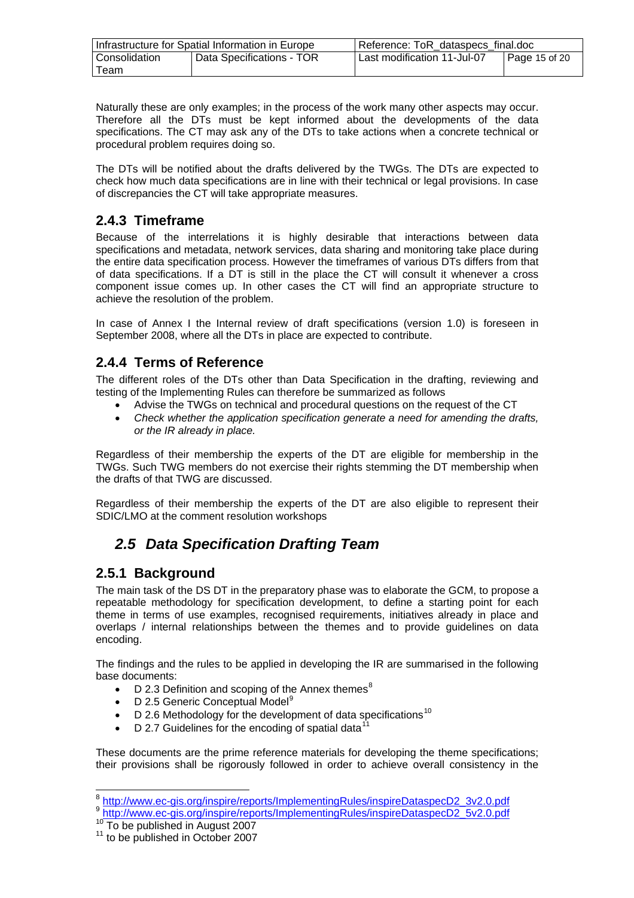Naturally these are only examples; in the process of the work many other aspects may occur. Therefore all the DTs must be kept informed about the developments of the data specifications. The CT may ask any of the DTs to take actions when a concrete technical or procedural problem requires doing so.

The DTs will be notified about the drafts delivered by the TWGs. The DTs are expected to check how much data specifications are in line with their technical or legal provisions. In case of discrepancies the CT will take appropriate measures.

### 2.4.3 Timeframe

Because of the interrelations it is highly desirable that interactions between data specifications and metadata, network services, data sharing and monitoring take place during the entire data specification process. However the timeframes of various DTs differs from that of data specifications. If a DT is still in the place the CT will consult it whenever a cross component issue comes up. In other cases the CT will find an appropriate structure to achieve the resolution of the problem.

In case of Annex I the Internal review of draft specifications (version 1.0) is foreseen in September 2008, where all the DTs in place are expected to contribute.

### 2.4.4 Terms of Reference

The different roles of the DTs other than Data Specification in the drafting, reviewing and testing of the Implementing Rules can therefore be summarized as follows

- Advise the TWGs on technical and procedural questions on the request of the CT
- *Check whether the application specification generate a need for amending the drafts, or the IR already in place.*

Regardless of their membership the experts of the DT are eligible for membership in the TWGs. Such TWG members do not exercise their rights stemming the DT membership when the drafts of that TWG are discussed.

Regardless of their membership the experts of the DT are also eligible to represent their SDIC/LMO at the comment resolution workshops

## *2.5 Data Specification Drafting Team*

### 2.5.1 Background

The main task of the DS DT in the preparatory phase was to elaborate the GCM, to propose a repeatable methodology for specification development, to define a starting point for each theme in terms of use examples, recognised requirements, initiatives already in place and overlaps / internal relationships between the themes and to provide guidelines on data encoding.

The findings and the rules to be applied in developing the IR are summarised in the following base documents:

- D 2.3 Definition and scoping of the Annex themes[8]
- D 2.5 Generic Conceptual Model[9]
- D 2.6 Methodology for the development of data specifications[10]
- D 2.7 Guidelines for the encoding of spatial data[11]

These documents are the prime reference materials for developing the theme specifications; their provisions shall be rigorously followed in order to achieve overall consistency in the

---

[8] http://www.ec-gis.org/inspire/reports/ImplementingRules/inspireDataspecD2_3v2.0.pdf

[9] http://www.ec-gis.org/inspire/reports/ImplementingRules/inspireDataspecD2_5v2.0.pdf

[10] To be published in August 2007

[11] to be published in October 2007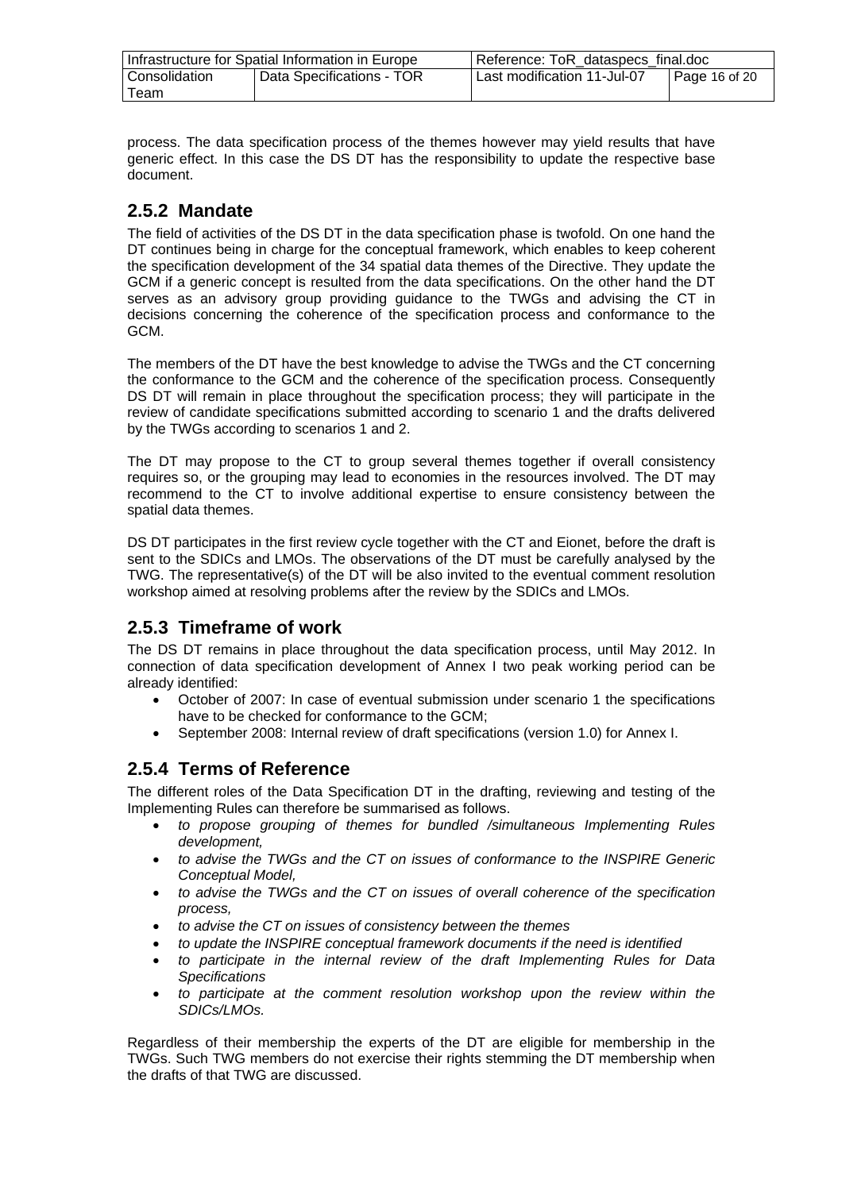process. The data specification process of the themes however may yield results that have generic effect. In this case the DS DT has the responsibility to update the respective base document.

### 2.5.2 Mandate

The field of activities of the DS DT in the data specification phase is twofold. On one hand the DT continues being in charge for the conceptual framework, which enables to keep coherent the specification development of the 34 spatial data themes of the Directive. They update the GCM if a generic concept is resulted from the data specifications. On the other hand the DT serves as an advisory group providing guidance to the TWGs and advising the CT in decisions concerning the coherence of the specification process and conformance to the GCM.

The members of the DT have the best knowledge to advise the TWGs and the CT concerning the conformance to the GCM and the coherence of the specification process. Consequently DS DT will remain in place throughout the specification process; they will participate in the review of candidate specifications submitted according to scenario 1 and the drafts delivered by the TWGs according to scenarios 1 and 2.

The DT may propose to the CT to group several themes together if overall consistency requires so, or the grouping may lead to economies in the resources involved. The DT may recommend to the CT to involve additional expertise to ensure consistency between the spatial data themes.

DS DT participates in the first review cycle together with the CT and Eionet, before the draft is sent to the SDICs and LMOs. The observations of the DT must be carefully analysed by the TWG. The representative(s) of the DT will be also invited to the eventual comment resolution workshop aimed at resolving problems after the review by the SDICs and LMOs.

### 2.5.3 Timeframe of work

The DS DT remains in place throughout the data specification process, until May 2012. In connection of data specification development of Annex I two peak working period can be already identified:

- October of 2007: In case of eventual submission under scenario 1 the specifications have to be checked for conformance to the GCM;
- September 2008: Internal review of draft specifications (version 1.0) for Annex I.

### 2.5.4 Terms of Reference

The different roles of the Data Specification DT in the drafting, reviewing and testing of the Implementing Rules can therefore be summarised as follows.

- *to propose grouping of themes for bundled /simultaneous Implementing Rules development,*
- *to advise the TWGs and the CT on issues of conformance to the INSPIRE Generic Conceptual Model,*
- *to advise the TWGs and the CT on issues of overall coherence of the specification process,*
- *to advise the CT on issues of consistency between the themes*
- *to update the INSPIRE conceptual framework documents if the need is identified*
- *to participate in the internal review of the draft Implementing Rules for Data Specifications*
- *to participate at the comment resolution workshop upon the review within the SDICs/LMOs.*

Regardless of their membership the experts of the DT are eligible for membership in the TWGs. Such TWG members do not exercise their rights stemming the DT membership when the drafts of that TWG are discussed.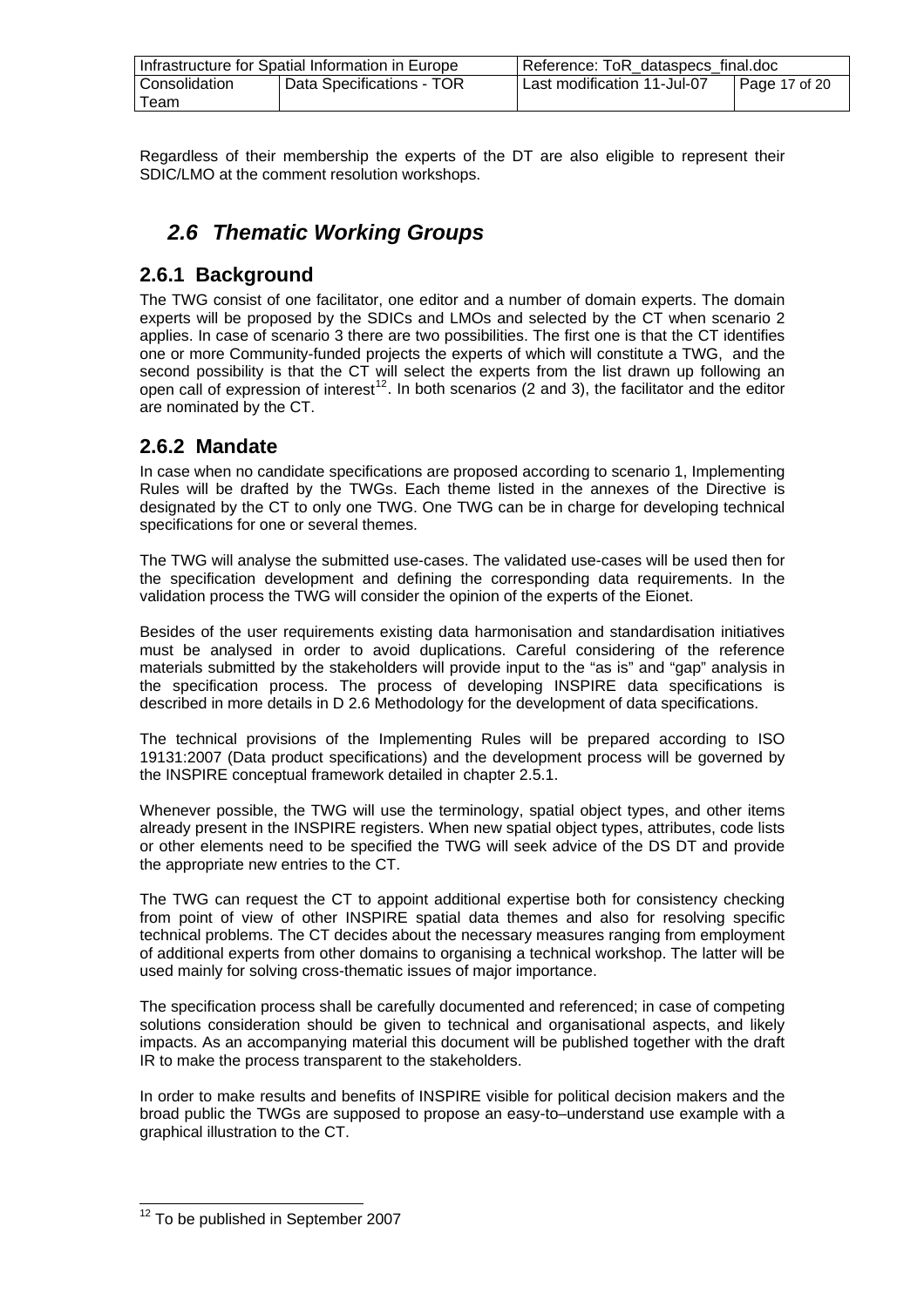Regardless of their membership the experts of the DT are also eligible to represent their SDIC/LMO at the comment resolution workshops.

## *2.6 Thematic Working Groups*

### 2.6.1 Background

The TWG consist of one facilitator, one editor and a number of domain experts. The domain experts will be proposed by the SDICs and LMOs and selected by the CT when scenario 2 applies. In case of scenario 3 there are two possibilities. The first one is that the CT identifies one or more Community-funded projects the experts of which will constitute a TWG, and the second possibility is that the CT will select the experts from the list drawn up following an open call of expression of interest[12]. In both scenarios (2 and 3), the facilitator and the editor are nominated by the CT.

### 2.6.2 Mandate

In case when no candidate specifications are proposed according to scenario 1, Implementing Rules will be drafted by the TWGs. Each theme listed in the annexes of the Directive is designated by the CT to only one TWG. One TWG can be in charge for developing technical specifications for one or several themes.

The TWG will analyse the submitted use-cases. The validated use-cases will be used then for the specification development and defining the corresponding data requirements. In the validation process the TWG will consider the opinion of the experts of the Eionet.

Besides of the user requirements existing data harmonisation and standardisation initiatives must be analysed in order to avoid duplications. Careful considering of the reference materials submitted by the stakeholders will provide input to the "as is" and "gap" analysis in the specification process. The process of developing INSPIRE data specifications is described in more details in D 2.6 Methodology for the development of data specifications.

The technical provisions of the Implementing Rules will be prepared according to ISO 19131:2007 (Data product specifications) and the development process will be governed by the INSPIRE conceptual framework detailed in chapter 2.5.1.

Whenever possible, the TWG will use the terminology, spatial object types, and other items already present in the INSPIRE registers. When new spatial object types, attributes, code lists or other elements need to be specified the TWG will seek advice of the DS DT and provide the appropriate new entries to the CT.

The TWG can request the CT to appoint additional expertise both for consistency checking from point of view of other INSPIRE spatial data themes and also for resolving specific technical problems. The CT decides about the necessary measures ranging from employment of additional experts from other domains to organising a technical workshop. The latter will be used mainly for solving cross-thematic issues of major importance.

The specification process shall be carefully documented and referenced; in case of competing solutions consideration should be given to technical and organisational aspects, and likely impacts. As an accompanying material this document will be published together with the draft IR to make the process transparent to the stakeholders.

In order to make results and benefits of INSPIRE visible for political decision makers and the broad public the TWGs are supposed to propose an easy-to–understand use example with a graphical illustration to the CT.

---

[12] To be published in September 2007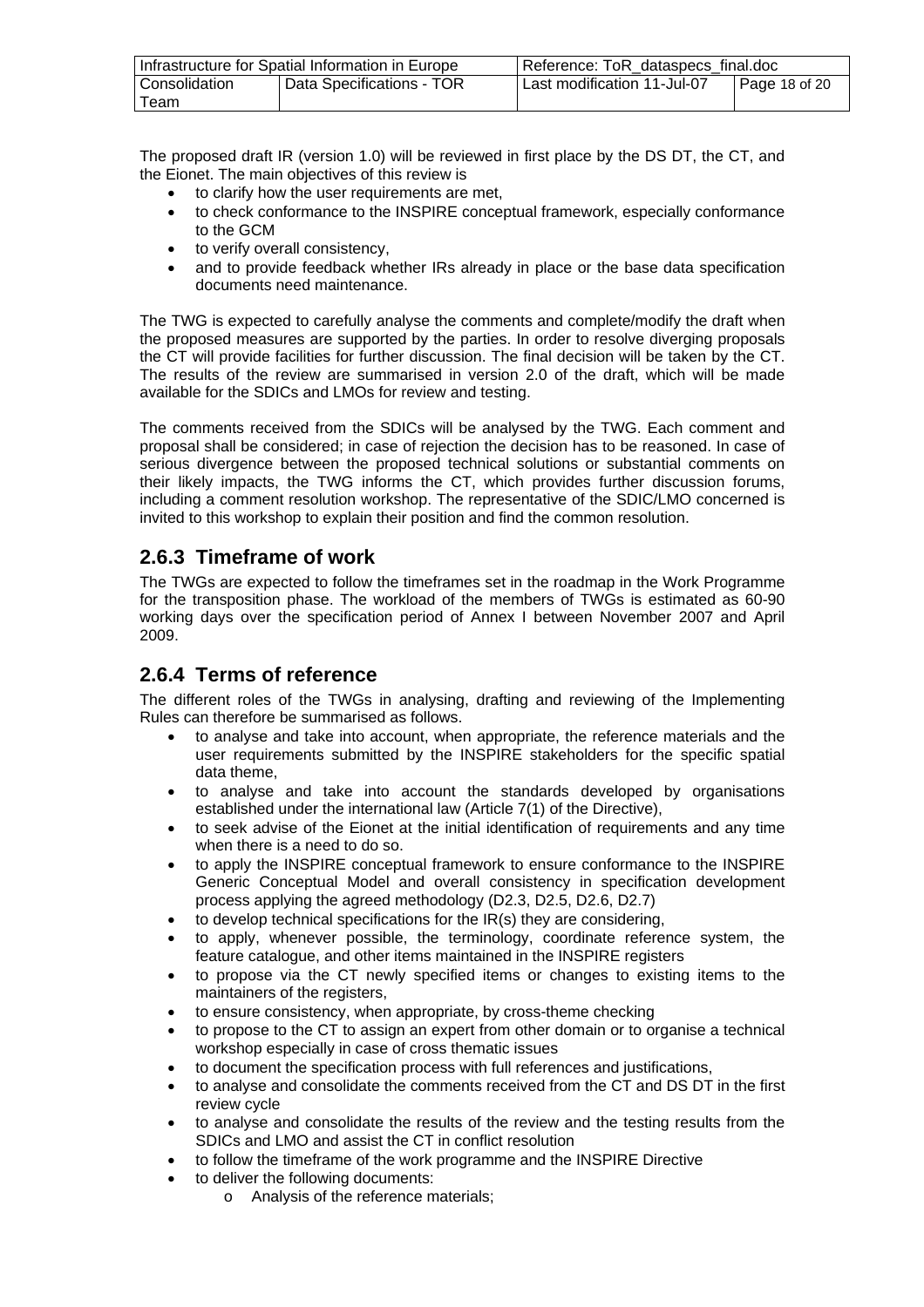The proposed draft IR (version 1.0) will be reviewed in first place by the DS DT, the CT, and the Eionet. The main objectives of this review is

- to clarify how the user requirements are met,
- to check conformance to the INSPIRE conceptual framework, especially conformance to the GCM
- to verify overall consistency,
- and to provide feedback whether IRs already in place or the base data specification documents need maintenance.

The TWG is expected to carefully analyse the comments and complete/modify the draft when the proposed measures are supported by the parties. In order to resolve diverging proposals the CT will provide facilities for further discussion. The final decision will be taken by the CT. The results of the review are summarised in version 2.0 of the draft, which will be made available for the SDICs and LMOs for review and testing.

The comments received from the SDICs will be analysed by the TWG. Each comment and proposal shall be considered; in case of rejection the decision has to be reasoned. In case of serious divergence between the proposed technical solutions or substantial comments on their likely impacts, the TWG informs the CT, which provides further discussion forums, including a comment resolution workshop. The representative of the SDIC/LMO concerned is invited to this workshop to explain their position and find the common resolution.

## 2.6.3 Timeframe of work

The TWGs are expected to follow the timeframes set in the roadmap in the Work Programme for the transposition phase. The workload of the members of TWGs is estimated as 60-90 working days over the specification period of Annex I between November 2007 and April 2009.

## 2.6.4 Terms of reference

The different roles of the TWGs in analysing, drafting and reviewing of the Implementing Rules can therefore be summarised as follows.

- to analyse and take into account, when appropriate, the reference materials and the user requirements submitted by the INSPIRE stakeholders for the specific spatial data theme,
- to analyse and take into account the standards developed by organisations established under the international law (Article 7(1) of the Directive),
- to seek advise of the Eionet at the initial identification of requirements and any time when there is a need to do so.
- to apply the INSPIRE conceptual framework to ensure conformance to the INSPIRE Generic Conceptual Model and overall consistency in specification development process applying the agreed methodology (D2.3, D2.5, D2.6, D2.7)
- to develop technical specifications for the IR(s) they are considering,
- to apply, whenever possible, the terminology, coordinate reference system, the feature catalogue, and other items maintained in the INSPIRE registers
- to propose via the CT newly specified items or changes to existing items to the maintainers of the registers,
- to ensure consistency, when appropriate, by cross-theme checking
- to propose to the CT to assign an expert from other domain or to organise a technical workshop especially in case of cross thematic issues
- to document the specification process with full references and justifications,
- to analyse and consolidate the comments received from the CT and DS DT in the first review cycle
- to analyse and consolidate the results of the review and the testing results from the SDICs and LMO and assist the CT in conflict resolution
- to follow the timeframe of the work programme and the INSPIRE Directive
- to deliver the following documents:
    - Analysis of the reference materials;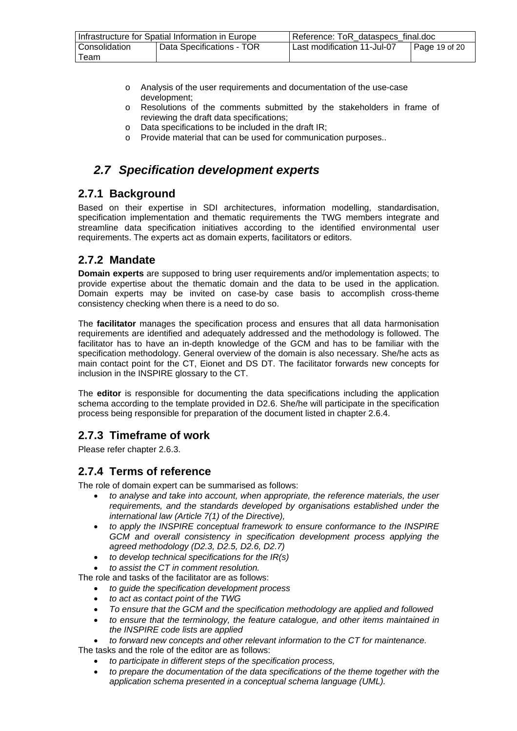- Analysis of the user requirements and documentation of the use-case development;
- Resolutions of the comments submitted by the stakeholders in frame of reviewing the draft data specifications;
- Data specifications to be included in the draft IR;
- Provide material that can be used for communication purposes..

## *2.7 Specification development experts*

### 2.7.1 Background

Based on their expertise in SDI architectures, information modelling, standardisation, specification implementation and thematic requirements the TWG members integrate and streamline data specification initiatives according to the identified environmental user requirements. The experts act as domain experts, facilitators or editors.

### 2.7.2 Mandate

**Domain experts** are supposed to bring user requirements and/or implementation aspects; to provide expertise about the thematic domain and the data to be used in the application. Domain experts may be invited on case-by case basis to accomplish cross-theme consistency checking when there is a need to do so.

The **facilitator** manages the specification process and ensures that all data harmonisation requirements are identified and adequately addressed and the methodology is followed. The facilitator has to have an in-depth knowledge of the GCM and has to be familiar with the specification methodology. General overview of the domain is also necessary. She/he acts as main contact point for the CT, Eionet and DS DT. The facilitator forwards new concepts for inclusion in the INSPIRE glossary to the CT.

The **editor** is responsible for documenting the data specifications including the application schema according to the template provided in D2.6. She/he will participate in the specification process being responsible for preparation of the document listed in chapter 2.6.4.

### 2.7.3 Timeframe of work

Please refer chapter 2.6.3.

### 2.7.4 Terms of reference

The role of domain expert can be summarised as follows:

- *to analyse and take into account, when appropriate, the reference materials, the user requirements, and the standards developed by organisations established under the international law (Article 7(1) of the Directive),*
- *to apply the INSPIRE conceptual framework to ensure conformance to the INSPIRE GCM and overall consistency in specification development process applying the agreed methodology (D2.3, D2.5, D2.6, D2.7)*
- *to develop technical specifications for the IR(s)*
- *to assist the CT in comment resolution.*

The role and tasks of the facilitator are as follows:

- *to guide the specification development process*
- *to act as contact point of the TWG*
- *To ensure that the GCM and the specification methodology are applied and followed*
- *to ensure that the terminology, the feature catalogue, and other items maintained in the INSPIRE code lists are applied*
- *to forward new concepts and other relevant information to the CT for maintenance.*

The tasks and the role of the editor are as follows:

- *to participate in different steps of the specification process,*
- *to prepare the documentation of the data specifications of the theme together with the application schema presented in a conceptual schema language (UML).*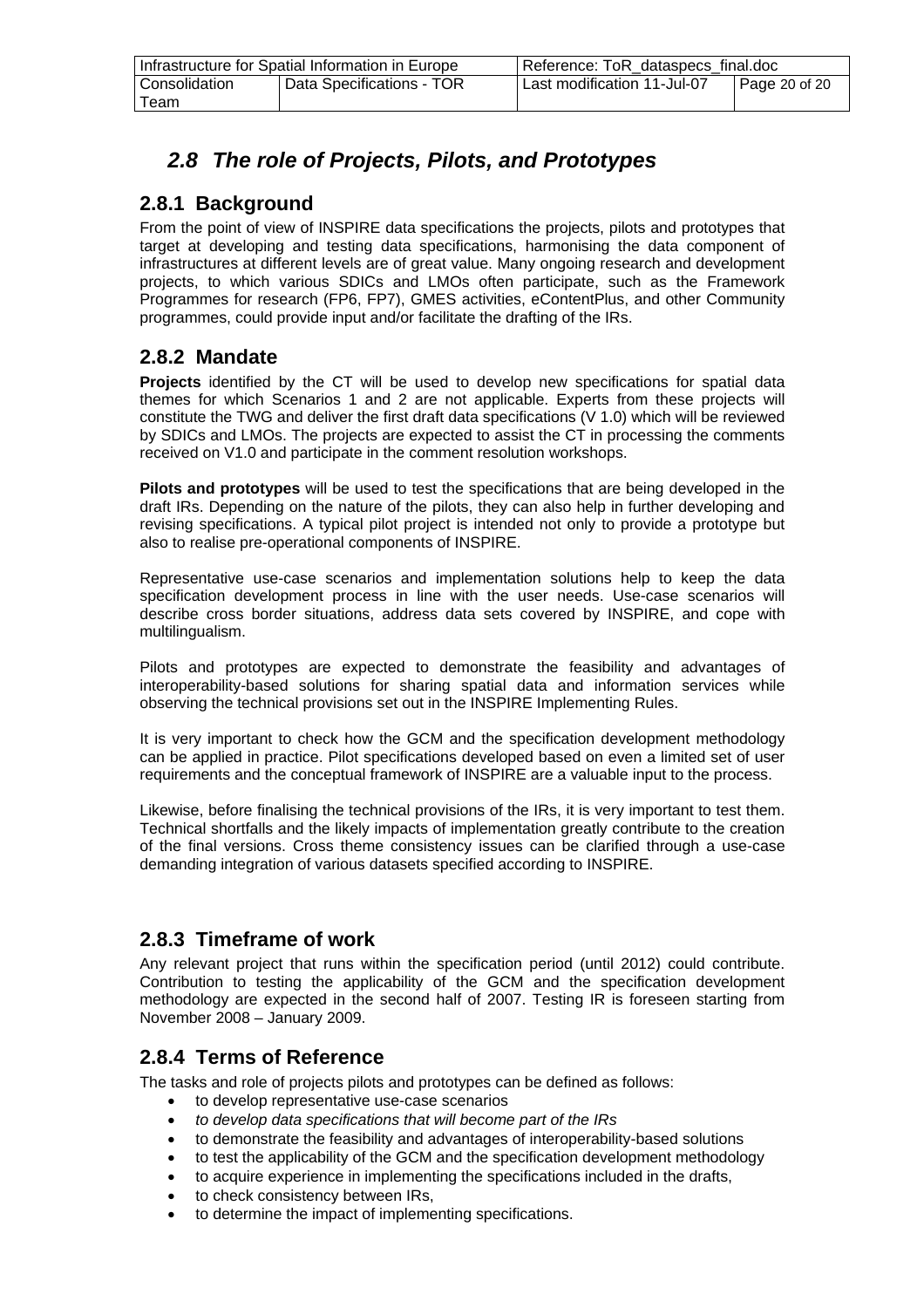## *2.8 The role of Projects, Pilots, and Prototypes*

### 2.8.1 Background

From the point of view of INSPIRE data specifications the projects, pilots and prototypes that target at developing and testing data specifications, harmonising the data component of infrastructures at different levels are of great value. Many ongoing research and development projects, to which various SDICs and LMOs often participate, such as the Framework Programmes for research (FP6, FP7), GMES activities, eContentPlus, and other Community programmes, could provide input and/or facilitate the drafting of the IRs.

### 2.8.2 Mandate

**Projects** identified by the CT will be used to develop new specifications for spatial data themes for which Scenarios 1 and 2 are not applicable. Experts from these projects will constitute the TWG and deliver the first draft data specifications (V 1.0) which will be reviewed by SDICs and LMOs. The projects are expected to assist the CT in processing the comments received on V1.0 and participate in the comment resolution workshops.

**Pilots and prototypes** will be used to test the specifications that are being developed in the draft IRs. Depending on the nature of the pilots, they can also help in further developing and revising specifications. A typical pilot project is intended not only to provide a prototype but also to realise pre-operational components of INSPIRE.

Representative use-case scenarios and implementation solutions help to keep the data specification development process in line with the user needs. Use-case scenarios will describe cross border situations, address data sets covered by INSPIRE, and cope with multilingualism.

Pilots and prototypes are expected to demonstrate the feasibility and advantages of interoperability-based solutions for sharing spatial data and information services while observing the technical provisions set out in the INSPIRE Implementing Rules.

It is very important to check how the GCM and the specification development methodology can be applied in practice. Pilot specifications developed based on even a limited set of user requirements and the conceptual framework of INSPIRE are a valuable input to the process.

Likewise, before finalising the technical provisions of the IRs, it is very important to test them. Technical shortfalls and the likely impacts of implementation greatly contribute to the creation of the final versions. Cross theme consistency issues can be clarified through a use-case demanding integration of various datasets specified according to INSPIRE.

### 2.8.3 Timeframe of work

Any relevant project that runs within the specification period (until 2012) could contribute. Contribution to testing the applicability of the GCM and the specification development methodology are expected in the second half of 2007. Testing IR is foreseen starting from November 2008 – January 2009.

### 2.8.4 Terms of Reference

The tasks and role of projects pilots and prototypes can be defined as follows:

- to develop representative use-case scenarios
- *to develop data specifications that will become part of the IRs*
- to demonstrate the feasibility and advantages of interoperability-based solutions
- to test the applicability of the GCM and the specification development methodology
- to acquire experience in implementing the specifications included in the drafts,
- to check consistency between IRs,
- to determine the impact of implementing specifications.